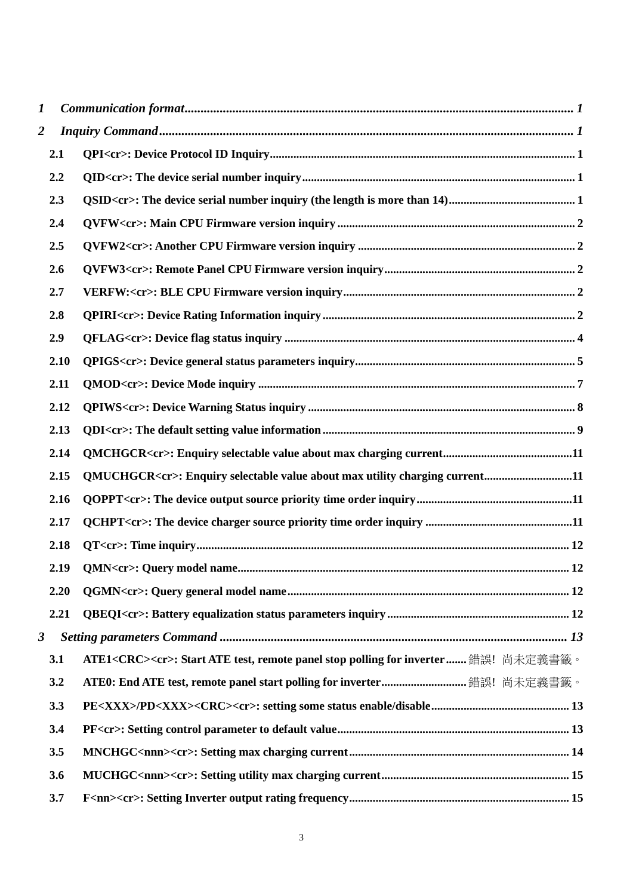*1 Communication format .......... 1*

*2 Inquiry Command .......... 1*

**2.1 QPI<cr>: Device Protocol ID Inquiry .......... 1**

**2.2 QID<cr>: The device serial number inquiry .......... 1**

**2.3 QSID<cr>: The device serial number inquiry (the length is more than 14) .......... 1**

**2.4 QVFW<cr>: Main CPU Firmware version inquiry .......... 2**

**2.5 QVFW2<cr>: Another CPU Firmware version inquiry .......... 2**

**2.6 QVFW3<cr>: Remote Panel CPU Firmware version inquiry .......... 2**

**2.7 VERFW:<cr>: BLE CPU Firmware version inquiry .......... 2**

**2.8 QPIRI<cr>: Device Rating Information inquiry .......... 2**

**2.9 QFLAG<cr>: Device flag status inquiry .......... 4**

**2.10 QPIGS<cr>: Device general status parameters inquiry .......... 5**

**2.11 QMOD<cr>: Device Mode inquiry .......... 7**

**2.12 QPIWS<cr>: Device Warning Status inquiry .......... 8**

**2.13 QDI<cr>: The default setting value information .......... 9**

**2.14 QMCHGCR<cr>: Enquiry selectable value about max charging current .......... 11**

**2.15 QMUCHGCR<cr>: Enquiry selectable value about max utility charging current .......... 11**

**2.16 QOPPT<cr>: The device output source priority time order inquiry .......... 11**

**2.17 QCHPT<cr>: The device charger source priority time order inquiry .......... 11**

**2.18 QT<cr>: Time inquiry .......... 12**

**2.19 QMN<cr>: Query model name .......... 12**

**2.20 QGMN<cr>: Query general model name .......... 12**

**2.21 QBEQI<cr>: Battery equalization status parameters inquiry .......... 12**

*3 Setting parameters Command .......... 13*

**3.1 ATE1<CRC><cr>: Start ATE test, remote panel stop polling for inverter .......** 錯誤! 尚未定義書籤。

**3.2 ATE0: End ATE test, remote panel start polling for inverter ..........** 錯誤! 尚未定義書籤。

**3.3 PE<XXX>/PD<XXX><CRC><cr>: setting some status enable/disable .......... 13**

**3.4 PF<cr>: Setting control parameter to default value .......... 13**

**3.5 MNCHGC<nnn><cr>: Setting max charging current .......... 14**

**3.6 MUCHGC<nnn><cr>: Setting utility max charging current .......... 15**

**3.7 F<nn><cr>: Setting Inverter output rating frequency .......... 15**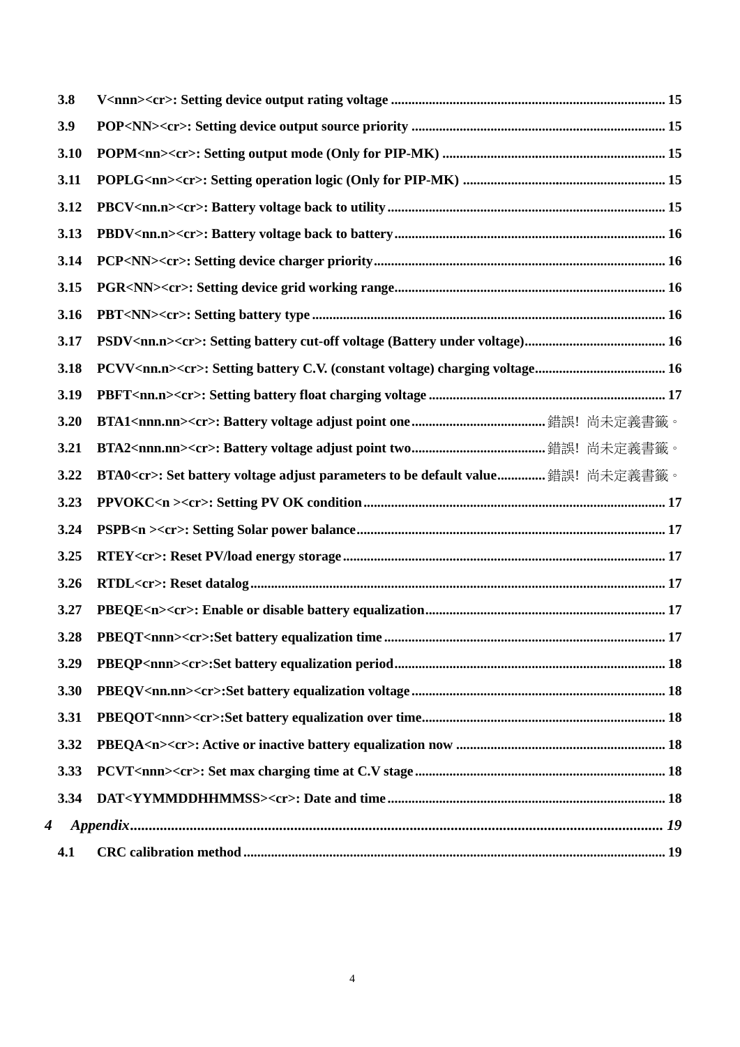3.8 V<nnn><cr>: Setting device output rating voltage ............................................................................. 15

3.9 POP<NN><cr>: Setting device output source priority ........................................................................ 15

3.10 POPM<nn><cr>: Setting output mode (Only for PIP-MK) ................................................................ 15

3.11 POPLG<nn><cr>: Setting operation logic (Only for PIP-MK) .......................................................... 15

3.12 PBCV<nn.n><cr>: Battery voltage back to utility ............................................................................... 15

3.13 PBDV<nn.n><cr>: Battery voltage back to battery ............................................................................. 16

3.14 PCP<NN><cr>: Setting device charger priority .................................................................................. 16

3.15 PGR<NN><cr>: Setting device grid working range ............................................................................. 16

3.16 PBT<NN><cr>: Setting battery type ...................................................................................................... 16

3.17 PSDV<nn.n><cr>: Setting battery cut-off voltage (Battery under voltage) ........................................ 16

3.18 PCVV<nn.n><cr>: Setting battery C.V. (constant voltage) charging voltage ..................................... 16

3.19 PBFT<nn.n><cr>: Setting battery float charging voltage .................................................................... 17

3.20 BTA1<nnn.nn><cr>: Battery voltage adjust point one ...................................... 錯誤! 尚未定義書籤。

3.21 BTA2<nnn.nn><cr>: Battery voltage adjust point two ...................................... 錯誤! 尚未定義書籤。

3.22 BTA0<cr>: Set battery voltage adjust parameters to be default value ............. 錯誤! 尚未定義書籤。

3.23 PPVOKC<n ><cr>: Setting PV OK condition ....................................................................................... 17

3.24 PSPB<n ><cr>: Setting Solar power balance ........................................................................................ 17

3.25 RTEY<cr>: Reset PV/load energy storage ............................................................................................ 17

3.26 RTDL<cr>: Reset datalog ....................................................................................................................... 17

3.27 PBEQE<n><cr>: Enable or disable battery equalization .................................................................... 17

3.28 PBEQT<nnn><cr>:Set battery equalization time ................................................................................ 17

3.29 PBEQP<nnn><cr>:Set battery equalization period ............................................................................. 18

3.30 PBEQV<nn.nn><cr>:Set battery equalization voltage ......................................................................... 18

3.31 PBEQOT<nnn><cr>:Set battery equalization over time ...................................................................... 18

3.32 PBEQA<n><cr>: Active or inactive battery equalization now ............................................................ 18

3.33 PCVT<nnn><cr>: Set max charging time at C.V stage ........................................................................ 18

3.34 DAT<YYMMDDHHMMSS><cr>: Date and time ................................................................................ 18

*4 Appendix ................................................................................................................................................ 19*

4.1 CRC calibration method ......................................................................................................................... 19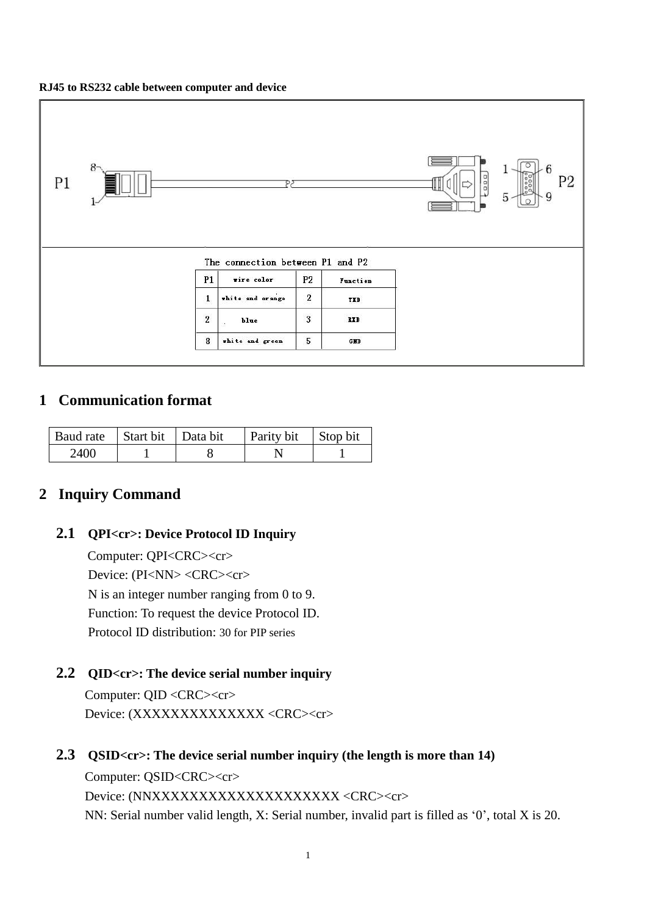**RJ45 to RS232 cable between computer and device**

P1 8 1 P2 1 6 5 9

The connection between P1 and P2

| P1 | wire color | P2 | Function |
|---|---|---|---|
| 1 | white and orange | 2 | TXD |
| 2 | blue | 3 | RXD |
| 8 | white and green | 5 | GND |

# 1 Communication format

| Baud rate | Start bit | Data bit | Parity bit | Stop bit |
|---|---|---|---|---|
| 2400 | 1 | 8 | N | 1 |

# 2 Inquiry Command

## 2.1 QPI<cr>: Device Protocol ID Inquiry

Computer: QPI<CRC><cr>
Device: (PI<NN> <CRC><cr>
N is an integer number ranging from 0 to 9.
Function: To request the device Protocol ID.
Protocol ID distribution: 30 for PIP series

## 2.2 QID<cr>: The device serial number inquiry

Computer: QID <CRC><cr>
Device: (XXXXXXXXXXXXXX <CRC><cr>

## 2.3 QSID<cr>: The device serial number inquiry (the length is more than 14)

Computer: QSID<CRC><cr>
Device: (NNXXXXXXXXXXXXXXXXXXXX <CRC><cr>
NN: Serial number valid length, X: Serial number, invalid part is filled as ‘0’, total X is 20.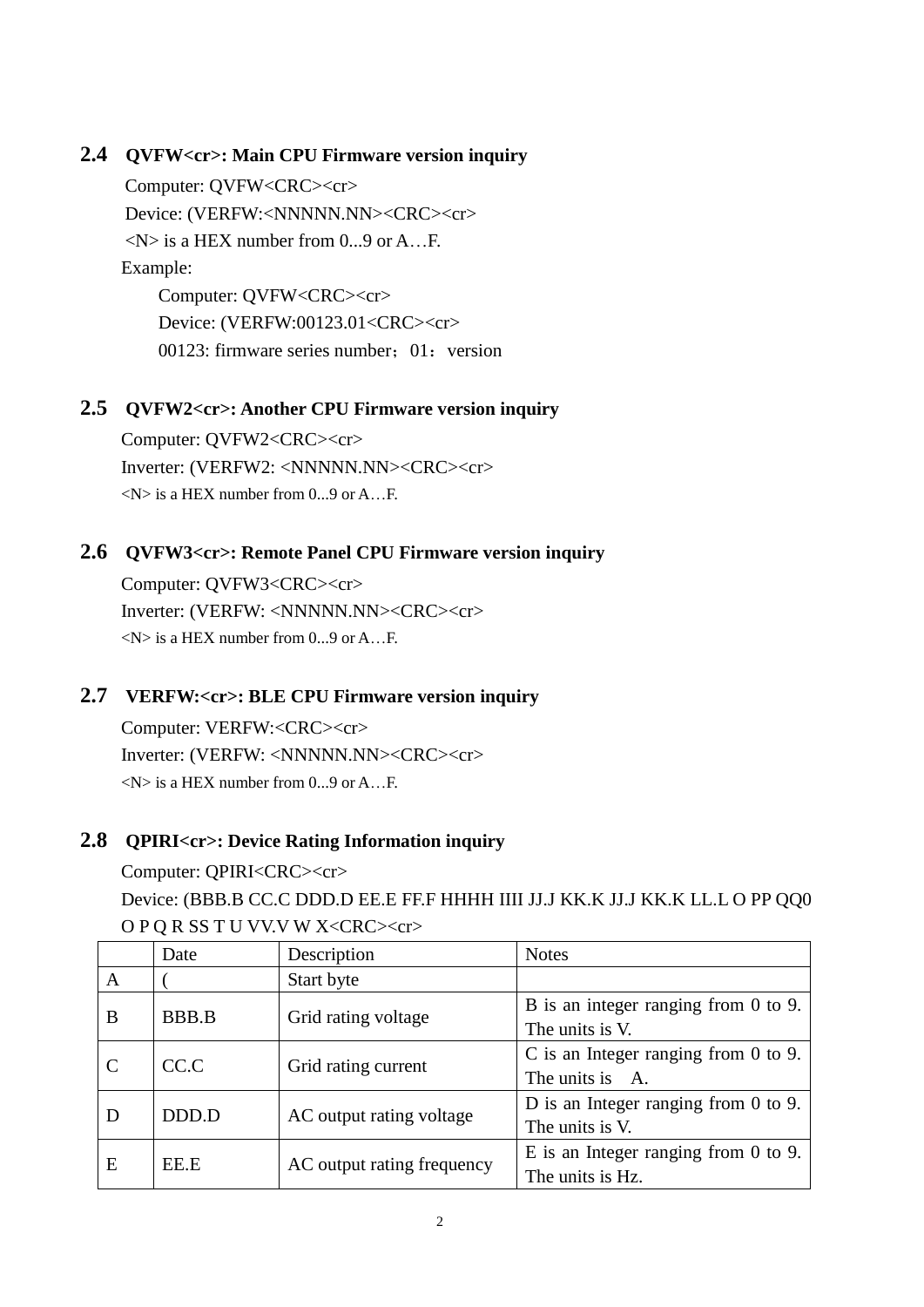## 2.4 QVFW<cr>: Main CPU Firmware version inquiry

Computer: QVFW<CRC><cr>

Device: (VERFW:<NNNNN.NN><CRC><cr>

<N> is a HEX number from 0...9 or A…F.

Example:

Computer: QVFW<CRC><cr>

Device: (VERFW:00123.01<CRC><cr>

00123: firmware series number；01：version

## 2.5 QVFW2<cr>: Another CPU Firmware version inquiry

Computer: QVFW2<CRC><cr>

Inverter: (VERFW2: <NNNNN.NN><CRC><cr>

<N> is a HEX number from 0...9 or A…F.

## 2.6 QVFW3<cr>: Remote Panel CPU Firmware version inquiry

Computer: QVFW3<CRC><cr>

Inverter: (VERFW: <NNNNN.NN><CRC><cr>

<N> is a HEX number from 0...9 or A…F.

## 2.7 VERFW:<cr>: BLE CPU Firmware version inquiry

Computer: VERFW:<CRC><cr>

Inverter: (VERFW: <NNNNN.NN><CRC><cr>

<N> is a HEX number from 0...9 or A…F.

## 2.8 QPIRI<cr>: Device Rating Information inquiry

Computer: QPIRI<CRC><cr>

Device: (BBB.B CC.C DDD.D EE.E FF.F HHHH IIII JJ.J KK.K JJ.J KK.K LL.L O PP QQ0 O P Q R SS T U VV.V W X<CRC><cr>

| | Date | Description | Notes |
|---|---|---|---|
| A | ( | Start byte | |
| B | BBB.B | Grid rating voltage | B is an integer ranging from 0 to 9. The units is V. |
| C | CC.C | Grid rating current | C is an Integer ranging from 0 to 9. The units is A. |
| D | DDD.D | AC output rating voltage | D is an Integer ranging from 0 to 9. The units is V. |
| E | EE.E | AC output rating frequency | E is an Integer ranging from 0 to 9. The units is Hz. |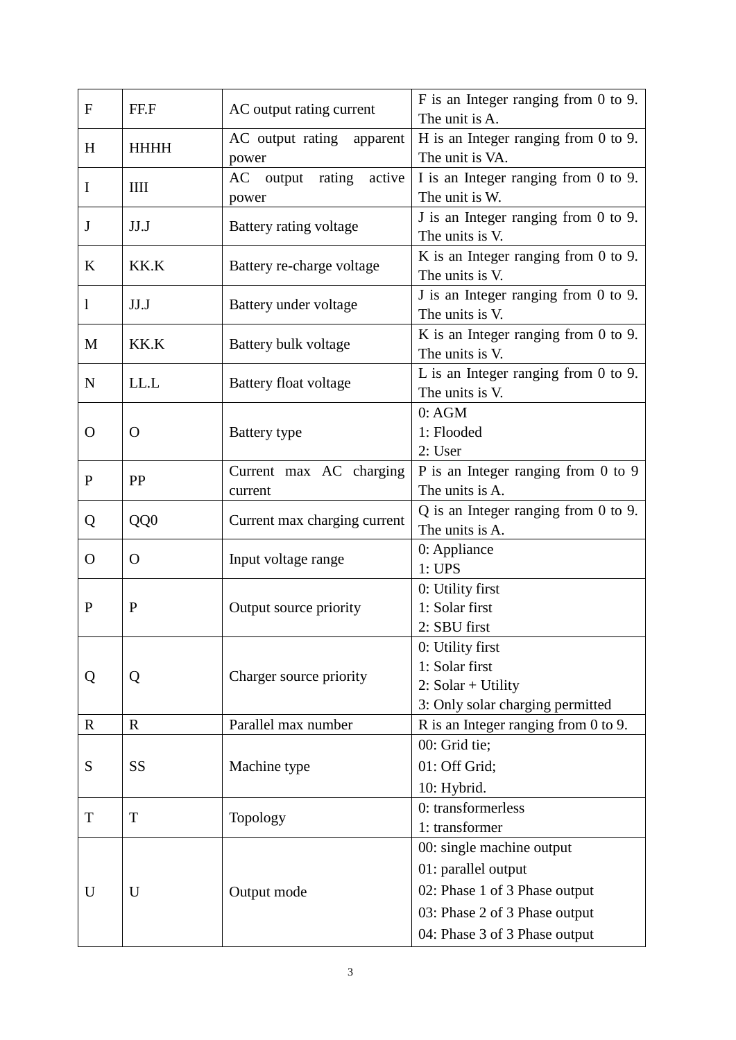| F | FF.F | AC output rating current | F is an Integer ranging from 0 to 9. The unit is A. |
|---|---|---|---|
| H | HHHH | AC output rating apparent power | H is an Integer ranging from 0 to 9. The unit is VA. |
| I | IIII | AC output rating active power | I is an Integer ranging from 0 to 9. The unit is W. |
| J | JJ.J | Battery rating voltage | J is an Integer ranging from 0 to 9. The units is V. |
| K | KK.K | Battery re-charge voltage | K is an Integer ranging from 0 to 9. The units is V. |
| l | JJ.J | Battery under voltage | J is an Integer ranging from 0 to 9. The units is V. |
| M | KK.K | Battery bulk voltage | K is an Integer ranging from 0 to 9. The units is V. |
| N | LL.L | Battery float voltage | L is an Integer ranging from 0 to 9. The units is V. |
| O | O | Battery type | 0: AGM<br>1: Flooded<br>2: User |
| P | PP | Current max AC charging current | P is an Integer ranging from 0 to 9 The units is A. |
| Q | QQ0 | Current max charging current | Q is an Integer ranging from 0 to 9. The units is A. |
| O | O | Input voltage range | 0: Appliance<br>1: UPS |
| P | P | Output source priority | 0: Utility first<br>1: Solar first<br>2: SBU first |
| Q | Q | Charger source priority | 0: Utility first<br>1: Solar first<br>2: Solar + Utility<br>3: Only solar charging permitted |
| R | R | Parallel max number | R is an Integer ranging from 0 to 9. |
| S | SS | Machine type | 00: Grid tie;<br>01: Off Grid;<br>10: Hybrid. |
| T | T | Topology | 0: transformerless<br>1: transformer |
| U | U | Output mode | 00: single machine output<br>01: parallel output<br>02: Phase 1 of 3 Phase output<br>03: Phase 2 of 3 Phase output<br>04: Phase 3 of 3 Phase output |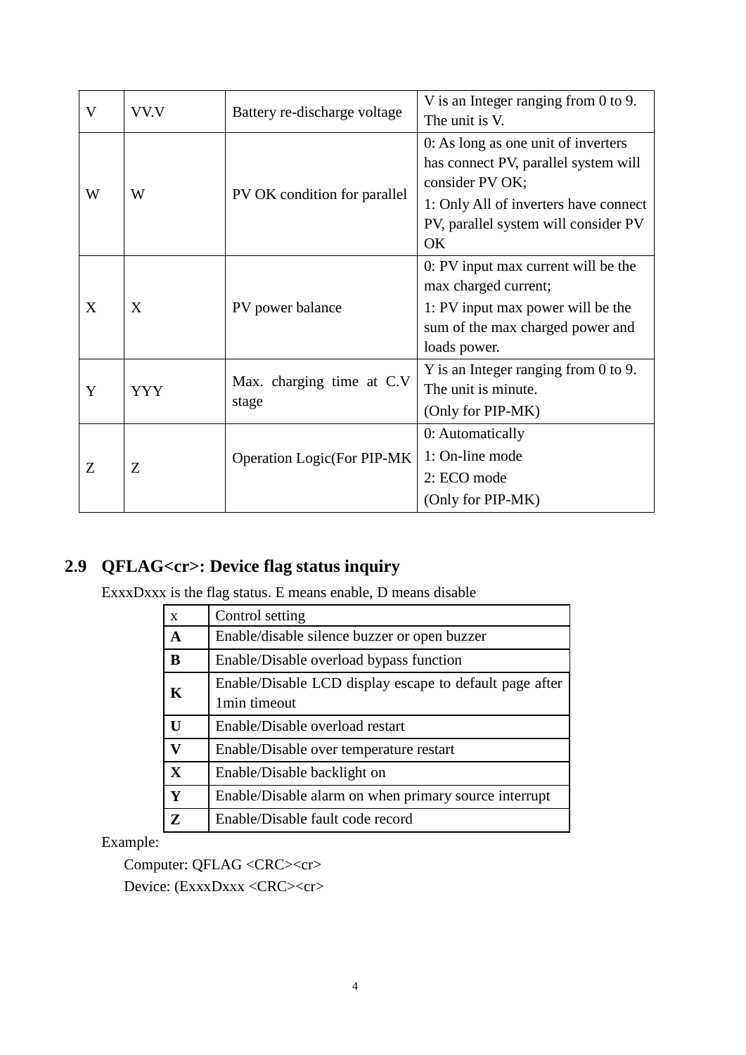| V | VV.V | Battery re-discharge voltage | V is an Integer ranging from 0 to 9. The unit is V. |
|---|---|---|---|
| W | W | PV OK condition for parallel | 0: As long as one unit of inverters has connect PV, parallel system will consider PV OK;<br>1: Only All of inverters have connect PV, parallel system will consider PV OK |
| X | X | PV power balance | 0: PV input max current will be the max charged current;<br>1: PV input max power will be the sum of the max charged power and loads power. |
| Y | YYY | Max. charging time at C.V stage | Y is an Integer ranging from 0 to 9. The unit is minute.<br>(Only for PIP-MK) |
| Z | Z | Operation Logic(For PIP-MK | 0: Automatically<br>1: On-line mode<br>2: ECO mode<br>(Only for PIP-MK) |

## 2.9 QFLAG<cr>: Device flag status inquiry

ExxxDxxx is the flag status. E means enable, D means disable

| x | Control setting |
|---|---|
| **A** | Enable/disable silence buzzer or open buzzer |
| **B** | Enable/Disable overload bypass function |
| **K** | Enable/Disable LCD display escape to default page after 1min timeout |
| **U** | Enable/Disable overload restart |
| **V** | Enable/Disable over temperature restart |
| **X** | Enable/Disable backlight on |
| **Y** | Enable/Disable alarm on when primary source interrupt |
| **Z** | Enable/Disable fault code record |

Example:

Computer: QFLAG <CRC><cr>

Device: (ExxxDxxx <CRC><cr>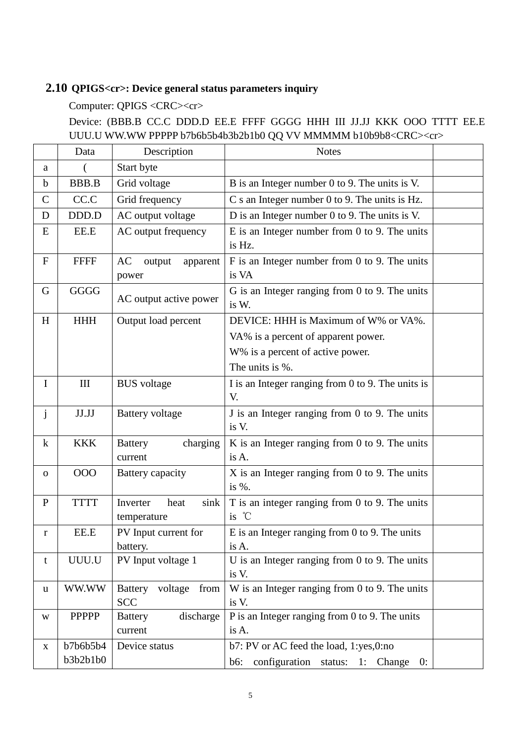## 2.10 QPIGS<cr>: Device general status parameters inquiry

Computer: QPIGS <CRC><cr>

Device: (BBB.B CC.C DDD.D EE.E FFFF GGGG HHH III JJ.JJ KKK OOO TTTT EE.E UUU.U WW.WW PPPPP b7b6b5b4b3b2b1b0 QQ VV MMMMM b10b9b8<CRC><cr>

| | Data | Description | Notes | |
|---|---|---|---|---|
| a | ( | Start byte | | |
| b | BBB.B | Grid voltage | B is an Integer number 0 to 9. The units is V. | |
| C | CC.C | Grid frequency | C s an Integer number 0 to 9. The units is Hz. | |
| D | DDD.D | AC output voltage | D is an Integer number 0 to 9. The units is V. | |
| E | EE.E | AC output frequency | E is an Integer number from 0 to 9. The units is Hz. | |
| F | FFFF | AC output apparent power | F is an Integer number from 0 to 9. The units is VA | |
| G | GGGG | AC output active power | G is an Integer ranging from 0 to 9. The units is W. | |
| H | HHH | Output load percent | DEVICE: HHH is Maximum of W% or VA%.<br>VA% is a percent of apparent power.<br>W% is a percent of active power.<br>The units is %. | |
| I | III | BUS voltage | I is an Integer ranging from 0 to 9. The units is V. | |
| j | JJ.JJ | Battery voltage | J is an Integer ranging from 0 to 9. The units is V. | |
| k | KKK | Battery charging current | K is an Integer ranging from 0 to 9. The units is A. | |
| o | OOO | Battery capacity | X is an Integer ranging from 0 to 9. The units is %. | |
| P | TTTT | Inverter heat sink temperature | T is an integer ranging from 0 to 9. The units is ℃ | |
| r | EE.E | PV Input current for battery. | E is an Integer ranging from 0 to 9. The units is A. | |
| t | UUU.U | PV Input voltage 1 | U is an Integer ranging from 0 to 9. The units is V. | |
| u | WW.WW | Battery voltage from SCC | W is an Integer ranging from 0 to 9. The units is V. | |
| w | PPPPP | Battery discharge current | P is an Integer ranging from 0 to 9. The units is A. | |
| x | b7b6b5b4b3b2b1b0 | Device status | b7: PV or AC feed the load, 1:yes,0:no<br>b6: configuration status: 1: Change 0: | |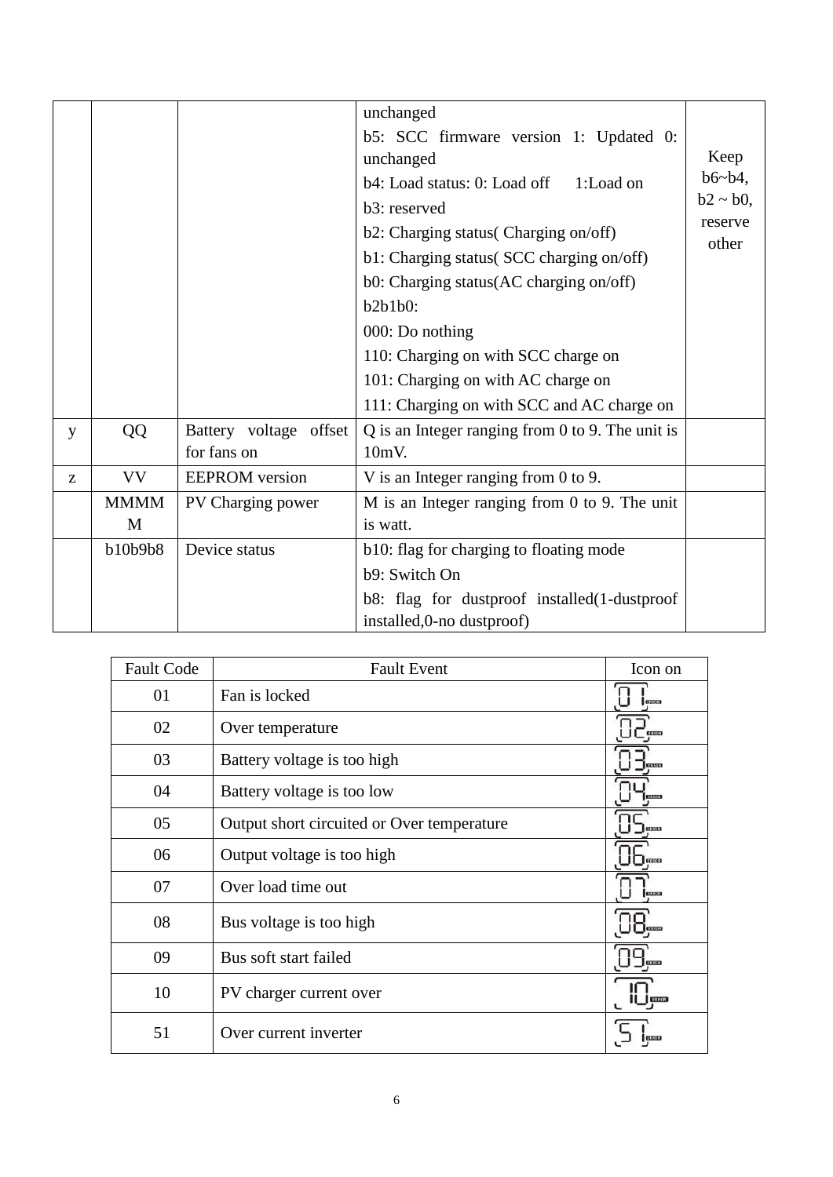| | | | unchanged<br>b5: SCC firmware version 1: Updated 0: unchanged<br>b4: Load status: 0: Load off 1:Load on<br>b3: reserved<br>b2: Charging status( Charging on/off)<br>b1: Charging status( SCC charging on/off)<br>b0: Charging status(AC charging on/off)<br>b2b1b0:<br>000: Do nothing<br>110: Charging on with SCC charge on<br>101: Charging on with AC charge on<br>111: Charging on with SCC and AC charge on | Keep b6~b4, b2 ~ b0, reserve other |
|---|---|---|---|---|
| y | QQ | Battery voltage offset for fans on | Q is an Integer ranging from 0 to 9. The unit is 10mV. | |
| z | VV | EEPROM version | V is an Integer ranging from 0 to 9. | |
| | MMMMM | PV Charging power | M is an Integer ranging from 0 to 9. The unit is watt. | |
| | b10b9b8 | Device status | b10: flag for charging to floating mode<br>b9: Switch On<br>b8: flag for dustproof installed(1-dustproof installed,0-no dustproof) | |

| Fault Code | Fault Event | Icon on |
|---|---|---|
| 01 | Fan is locked | 01 ERROR |
| 02 | Over temperature | 02 ERROR |
| 03 | Battery voltage is too high | 03 ERROR |
| 04 | Battery voltage is too low | 04 ERROR |
| 05 | Output short circuited or Over temperature | 05 ERROR |
| 06 | Output voltage is too high | 06 ERROR |
| 07 | Over load time out | 07 ERROR |
| 08 | Bus voltage is too high | 08 ERROR |
| 09 | Bus soft start failed | 09 ERROR |
| 10 | PV charger current over | 10 ERROR |
| 51 | Over current inverter | 51 ERROR |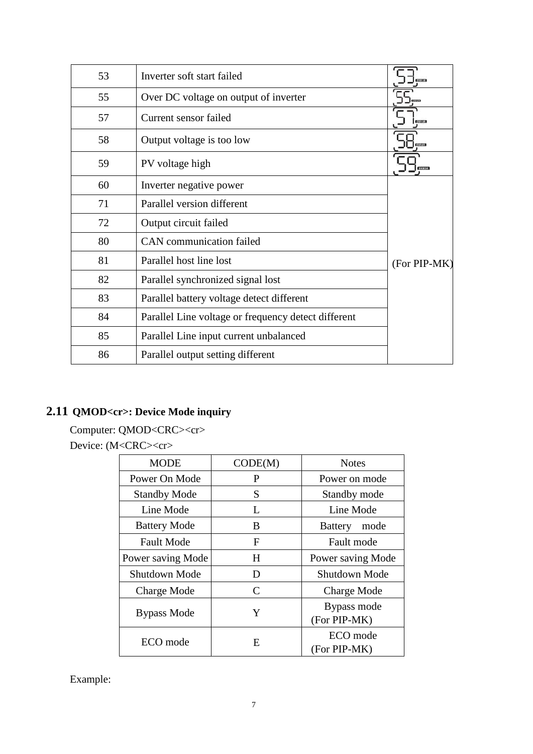| 53 | Inverter soft start failed | |
|---|---|---|
| 55 | Over DC voltage on output of inverter | |
| 57 | Current sensor failed | |
| 58 | Output voltage is too low | |
| 59 | PV voltage high | |
| 60 | Inverter negative power | (For PIP-MK) |
| 71 | Parallel version different | |
| 72 | Output circuit failed | |
| 80 | CAN communication failed | |
| 81 | Parallel host line lost | |
| 82 | Parallel synchronized signal lost | |
| 83 | Parallel battery voltage detect different | |
| 84 | Parallel Line voltage or frequency detect different | |
| 85 | Parallel Line input current unbalanced | |
| 86 | Parallel output setting different | |

## 2.11 QMOD<cr>: Device Mode inquiry

Computer: QMOD<CRC><cr>

Device: (M<CRC><cr>

| MODE | CODE(M) | Notes |
|---|---|---|
| Power On Mode | P | Power on mode |
| Standby Mode | S | Standby mode |
| Line Mode | L | Line Mode |
| Battery Mode | B | Battery mode |
| Fault Mode | F | Fault mode |
| Power saving Mode | H | Power saving Mode |
| Shutdown Mode | D | Shutdown Mode |
| Charge Mode | C | Charge Mode |
| Bypass Mode | Y | Bypass mode (For PIP-MK) |
| ECO mode | E | ECO mode (For PIP-MK) |

Example: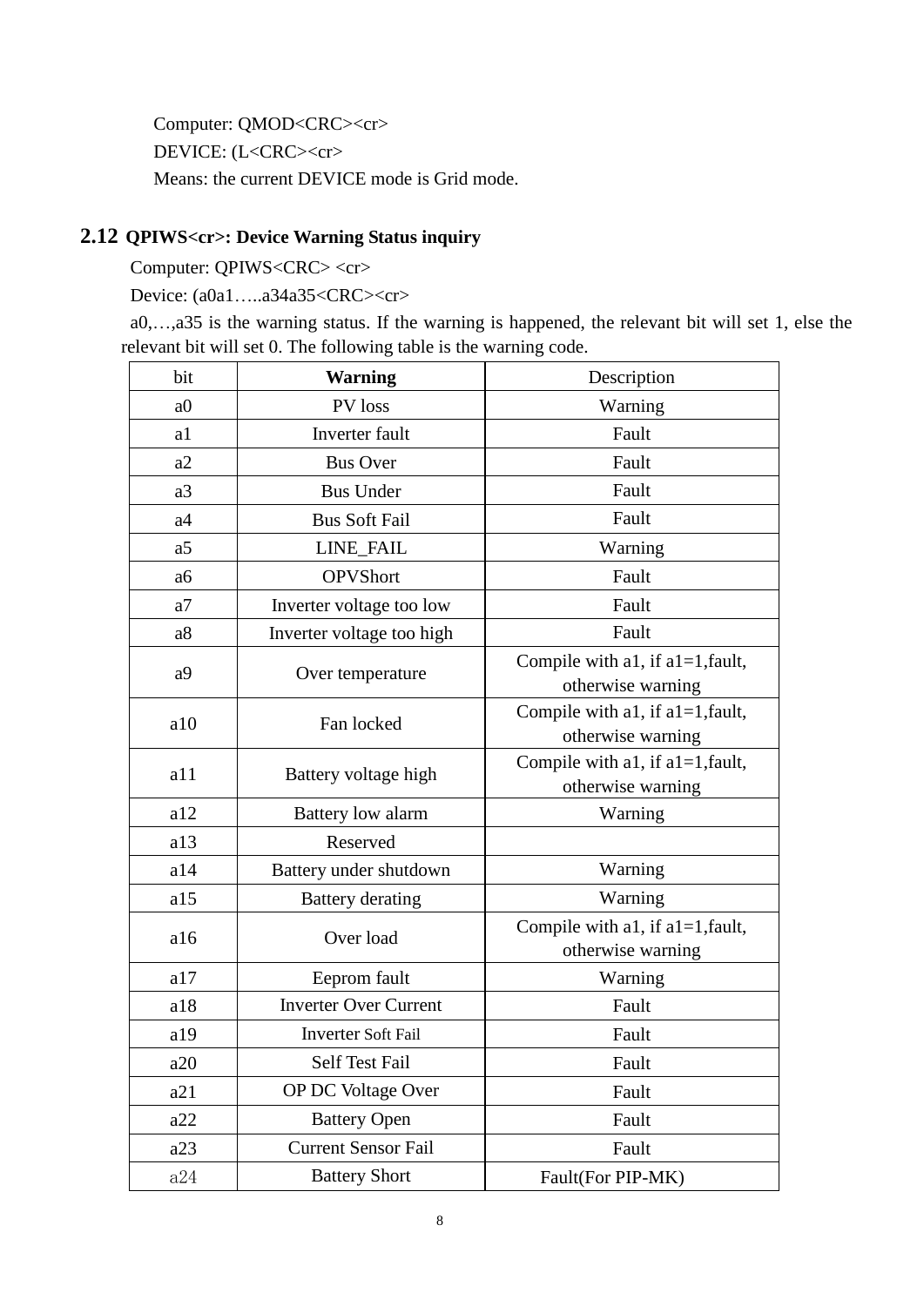Computer: QMOD<CRC><cr>

DEVICE: (L<CRC><cr>

Means: the current DEVICE mode is Grid mode.

## 2.12 QPIWS<cr>: Device Warning Status inquiry

Computer: QPIWS<CRC> <cr>

Device: (a0a1…..a34a35<CRC><cr>

a0,…,a35 is the warning status. If the warning is happened, the relevant bit will set 1, else the relevant bit will set 0. The following table is the warning code.

| bit | **Warning** | Description |
|---|---|---|
| a0 | PV loss | Warning |
| a1 | Inverter fault | Fault |
| a2 | Bus Over | Fault |
| a3 | Bus Under | Fault |
| a4 | Bus Soft Fail | Fault |
| a5 | LINE_FAIL | Warning |
| a6 | OPVShort | Fault |
| a7 | Inverter voltage too low | Fault |
| a8 | Inverter voltage too high | Fault |
| a9 | Over temperature | Compile with a1, if a1=1,fault, otherwise warning |
| a10 | Fan locked | Compile with a1, if a1=1,fault, otherwise warning |
| a11 | Battery voltage high | Compile with a1, if a1=1,fault, otherwise warning |
| a12 | Battery low alarm | Warning |
| a13 | Reserved | |
| a14 | Battery under shutdown | Warning |
| a15 | Battery derating | Warning |
| a16 | Over load | Compile with a1, if a1=1,fault, otherwise warning |
| a17 | Eeprom fault | Warning |
| a18 | Inverter Over Current | Fault |
| a19 | Inverter Soft Fail | Fault |
| a20 | Self Test Fail | Fault |
| a21 | OP DC Voltage Over | Fault |
| a22 | Battery Open | Fault |
| a23 | Current Sensor Fail | Fault |
| a24 | Battery Short | Fault(For PIP-MK) |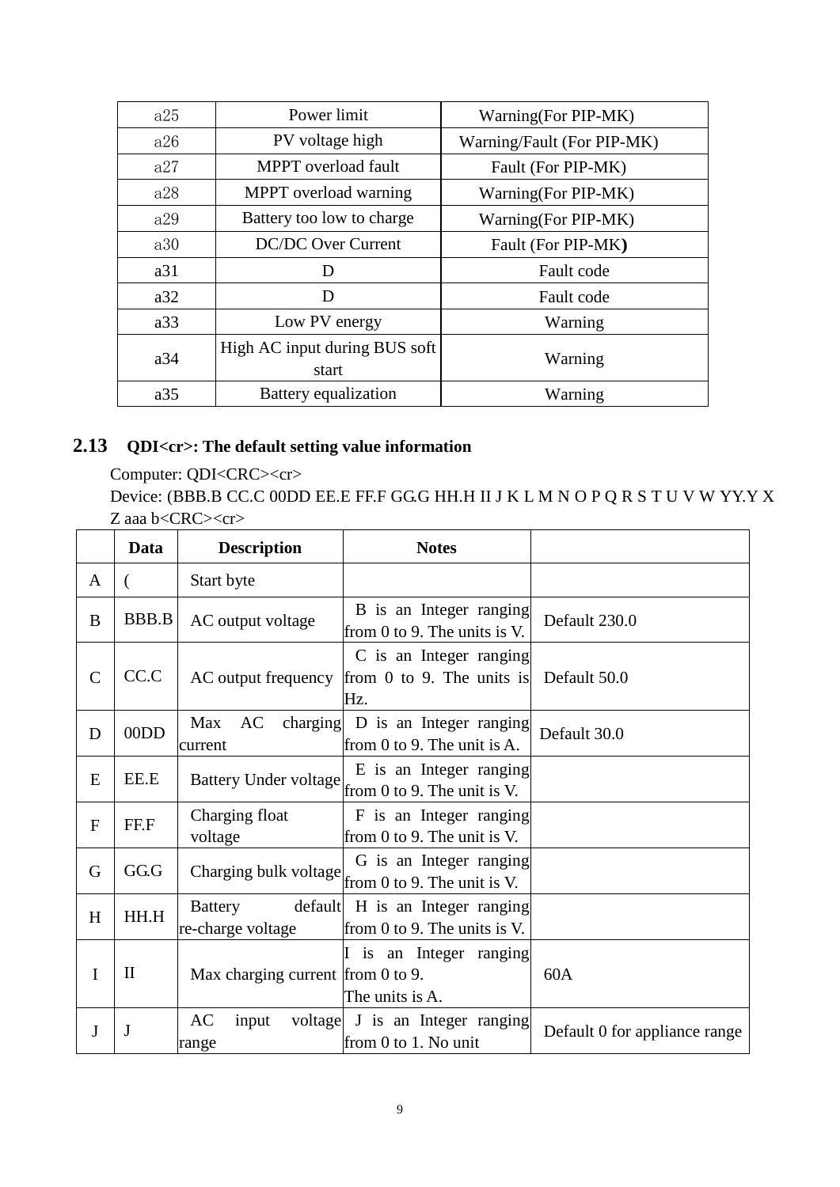| a25 | Power limit | Warning(For PIP-MK) |
|---|---|---|
| a26 | PV voltage high | Warning/Fault (For PIP-MK) |
| a27 | MPPT overload fault | Fault (For PIP-MK) |
| a28 | MPPT overload warning | Warning(For PIP-MK) |
| a29 | Battery too low to charge | Warning(For PIP-MK) |
| a30 | DC/DC Over Current | Fault (For PIP-MK**)** |
| a31 | D | Fault code |
| a32 | D | Fault code |
| a33 | Low PV energy | Warning |
| a34 | High AC input during BUS soft start | Warning |
| a35 | Battery equalization | Warning |

## 2.13 QDI<cr>: The default setting value information

Computer: QDI<CRC><cr>

Device: (BBB.B CC.C 00DD EE.E FF.F GG.G HH.H II J K L M N O P Q R S T U V W YY.Y X Z aaa b<CRC><cr>

| | Data | Description | Notes | |
|---|---|---|---|---|
| A | ( | Start byte | | |
| B | BBB.B | AC output voltage | B is an Integer ranging from 0 to 9. The units is V. | Default 230.0 |
| C | CC.C | AC output frequency | C is an Integer ranging from 0 to 9. The units is Hz. | Default 50.0 |
| D | 00DD | Max AC charging current | D is an Integer ranging from 0 to 9. The unit is A. | Default 30.0 |
| E | EE.E | Battery Under voltage | E is an Integer ranging from 0 to 9. The unit is V. | |
| F | FF.F | Charging float voltage | F is an Integer ranging from 0 to 9. The unit is V. | |
| G | GG.G | Charging bulk voltage | G is an Integer ranging from 0 to 9. The unit is V. | |
| H | HH.H | Battery default re-charge voltage | H is an Integer ranging from 0 to 9. The units is V. | |
| I | II | Max charging current | I is an Integer ranging from 0 to 9. The units is A. | 60A |
| J | J | AC input voltage range | J is an Integer ranging from 0 to 1. No unit | Default 0 for appliance range |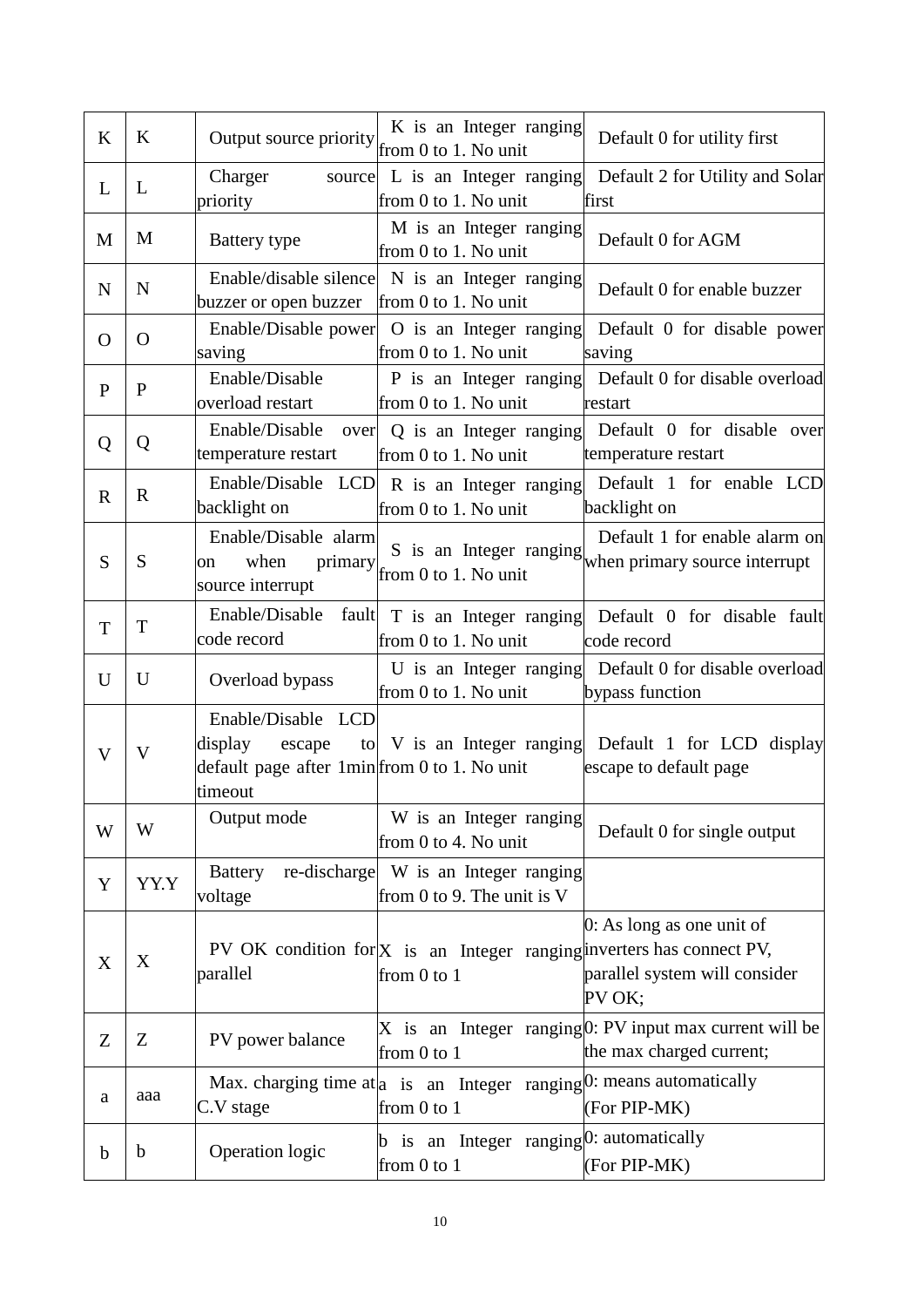| K | K | Output source priority | K is an Integer ranging from 0 to 1. No unit | Default 0 for utility first |
|---|---|---|---|---|
| L | L | Charger source priority | L is an Integer ranging from 0 to 1. No unit | Default 2 for Utility and Solar first |
| M | M | Battery type | M is an Integer ranging from 0 to 1. No unit | Default 0 for AGM |
| N | N | Enable/disable silence buzzer or open buzzer | N is an Integer ranging from 0 to 1. No unit | Default 0 for enable buzzer |
| O | O | Enable/Disable power saving | O is an Integer ranging from 0 to 1. No unit | Default 0 for disable power saving |
| P | P | Enable/Disable overload restart | P is an Integer ranging from 0 to 1. No unit | Default 0 for disable overload restart |
| Q | Q | Enable/Disable over temperature restart | Q is an Integer ranging from 0 to 1. No unit | Default 0 for disable over temperature restart |
| R | R | Enable/Disable LCD backlight on | R is an Integer ranging from 0 to 1. No unit | Default 1 for enable LCD backlight on |
| S | S | Enable/Disable alarm on when primary source interrupt | S is an Integer ranging from 0 to 1. No unit | Default 1 for enable alarm on when primary source interrupt |
| T | T | Enable/Disable fault code record | T is an Integer ranging from 0 to 1. No unit | Default 0 for disable fault code record |
| U | U | Overload bypass | U is an Integer ranging from 0 to 1. No unit | Default 0 for disable overload bypass function |
| V | V | Enable/Disable LCD display escape to default page after 1min timeout | V is an Integer ranging from 0 to 1. No unit | Default 1 for LCD display escape to default page |
| W | W | Output mode | W is an Integer ranging from 0 to 4. No unit | Default 0 for single output |
| Y | YY.Y | Battery re-discharge voltage | W is an Integer ranging from 0 to 9. The unit is V | |
| X | X | PV OK condition for parallel | X is an Integer ranging from 0 to 1 | 0: As long as one unit of inverters has connect PV, parallel system will consider PV OK; |
| Z | Z | PV power balance | X is an Integer ranging from 0 to 1 | 0: PV input max current will be the max charged current; |
| a | aaa | Max. charging time at C.V stage | a is an Integer ranging from 0 to 1 | 0: means automatically (For PIP-MK) |
| b | b | Operation logic | b is an Integer ranging from 0 to 1 | 0: automatically (For PIP-MK) |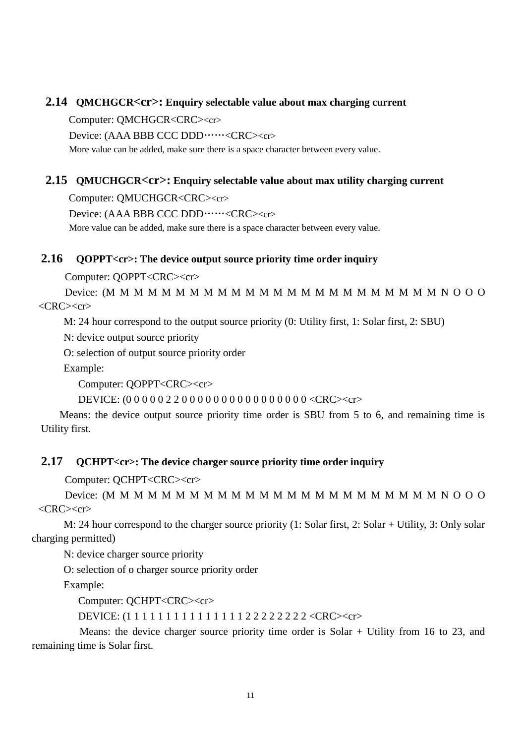## 2.14 QMCHGCR<cr>: Enquiry selectable value about max charging current

Computer: QMCHGCR<CRC><cr>

Device: (AAA BBB CCC DDD……<CRC><cr>

More value can be added, make sure there is a space character between every value.

## 2.15 QMUCHGCR<cr>: Enquiry selectable value about max utility charging current

Computer: QMUCHGCR<CRC><cr>

Device: (AAA BBB CCC DDD……<CRC><cr>

More value can be added, make sure there is a space character between every value.

## 2.16 QOPPT<cr>: The device output source priority time order inquiry

Computer: QOPPT<CRC><cr>

Device: (M M M M M M M M M M M M M M M M M M M M M M M M N O O O <CRC><cr>

M: 24 hour correspond to the output source priority (0: Utility first, 1: Solar first, 2: SBU)

N: device output source priority

O: selection of output source priority order

Example:

Computer: QOPPT<CRC><cr>

DEVICE: (0 0 0 0 0 2 2 0 0 0 0 0 0 0 0 0 0 0 0 0 0 0 0 0 <CRC><cr>

Means: the device output source priority time order is SBU from 5 to 6, and remaining time is Utility first.

## 2.17 QCHPT<cr>: The device charger source priority time order inquiry

Computer: QCHPT<CRC><cr>

Device: (M M M M M M M M M M M M M M M M M M M M M M M M N O O O <CRC><cr>

M: 24 hour correspond to the charger source priority (1: Solar first, 2: Solar + Utility, 3: Only solar charging permitted)

N: device charger source priority

O: selection of o charger source priority order

Example:

Computer: QCHPT<CRC><cr>

DEVICE: (1 1 1 1 1 1 1 1 1 1 1 1 1 1 1 1 2 2 2 2 2 2 2 2 <CRC><cr>

Means: the device charger source priority time order is Solar + Utility from 16 to 23, and remaining time is Solar first.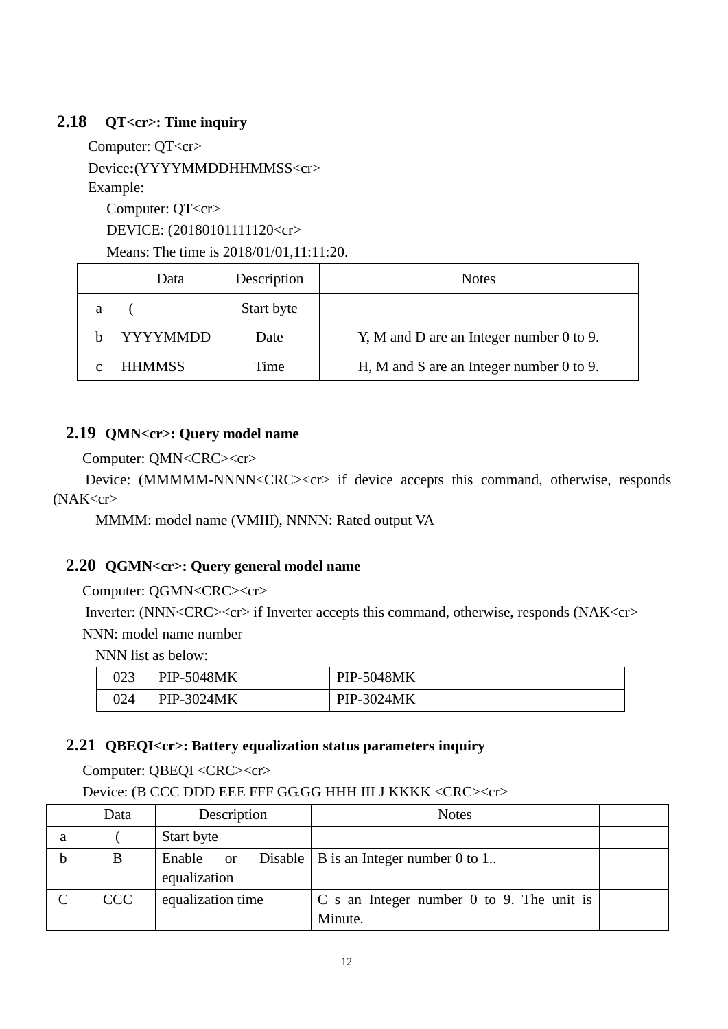## 2.18 QT<cr>: Time inquiry

Computer: QT<cr>

Device:(YYYYMMDDHHMMSS<cr>

Example:

Computer: QT<cr>

DEVICE: (20180101111120<cr>

Means: The time is 2018/01/01,11:11:20.

| | Data | Description | Notes |
|---|---|---|---|
| a | ( | Start byte | |
| b | YYYYMMDD | Date | Y, M and D are an Integer number 0 to 9. |
| c | HHMMSS | Time | H, M and S are an Integer number 0 to 9. |

## 2.19 QMN<cr>: Query model name

Computer: QMN<CRC><cr>

Device: (MMMMM-NNNN<CRC><cr> if device accepts this command, otherwise, responds (NAK<cr>

MMMM: model name (VMIII), NNNN: Rated output VA

## 2.20 QGMN<cr>: Query general model name

Computer: QGMN<CRC><cr>

Inverter: (NNN<CRC><cr> if Inverter accepts this command, otherwise, responds (NAK<cr>

NNN: model name number

NNN list as below:

| 023 | PIP-5048MK | PIP-5048MK |
|---|---|---|
| 024 | PIP-3024MK | PIP-3024MK |

## 2.21 QBEQI<cr>: Battery equalization status parameters inquiry

Computer: QBEQI <CRC><cr>

Device: (B CCC DDD EEE FFF GG.GG HHH III J KKKK <CRC><cr>

| | Data | Description | Notes | |
|---|---|---|---|---|
| a | ( | Start byte | | |
| b | B | Enable or Disable equalization | B is an Integer number 0 to 1.. | |
| C | CCC | equalization time | C s an Integer number 0 to 9. The unit is Minute. | |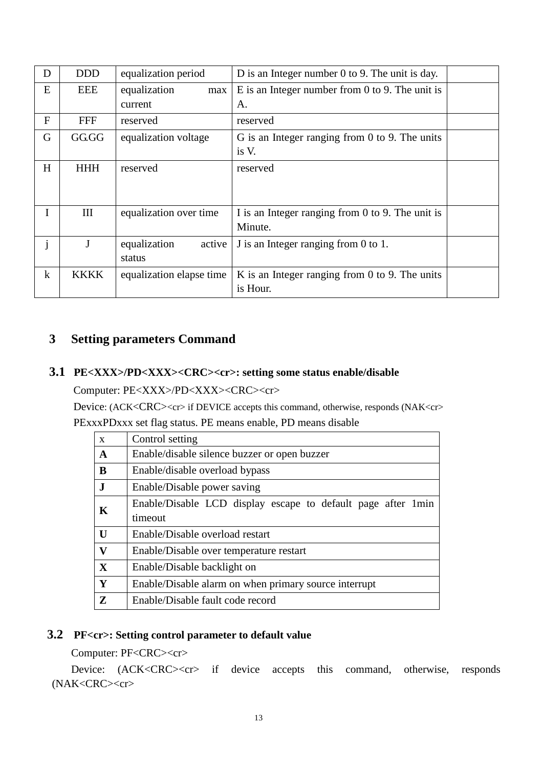| D | DDD | equalization period | D is an Integer number 0 to 9. The unit is day. | |
|---|---|---|---|---|
| E | EEE | equalization max current | E is an Integer number from 0 to 9. The unit is A. | |
| F | FFF | reserved | reserved | |
| G | GG.GG | equalization voltage | G is an Integer ranging from 0 to 9. The units is V. | |
| H | HHH | reserved | reserved | |
| I | III | equalization over time | I is an Integer ranging from 0 to 9. The unit is Minute. | |
| j | J | equalization active status | J is an Integer ranging from 0 to 1. | |
| k | KKKK | equalization elapse time | K is an Integer ranging from 0 to 9. The units is Hour. | |

# 3 Setting parameters Command

## 3.1 PE<XXX>/PD<XXX><CRC><cr>: setting some status enable/disable

Computer: PE<XXX>/PD<XXX><CRC><cr>

Device: (ACK<CRC><cr> if DEVICE accepts this command, otherwise, responds (NAK<cr>

PExxxPDxxx set flag status. PE means enable, PD means disable

| x | Control setting |
|---|---|
| **A** | Enable/disable silence buzzer or open buzzer |
| **B** | Enable/disable overload bypass |
| **J** | Enable/Disable power saving |
| **K** | Enable/Disable LCD display escape to default page after 1min timeout |
| **U** | Enable/Disable overload restart |
| **V** | Enable/Disable over temperature restart |
| **X** | Enable/Disable backlight on |
| **Y** | Enable/Disable alarm on when primary source interrupt |
| **Z** | Enable/Disable fault code record |

## 3.2 PF<cr>: Setting control parameter to default value

Computer: PF<CRC><cr>

Device: (ACK<CRC><cr> if device accepts this command, otherwise, responds (NAK<CRC><cr>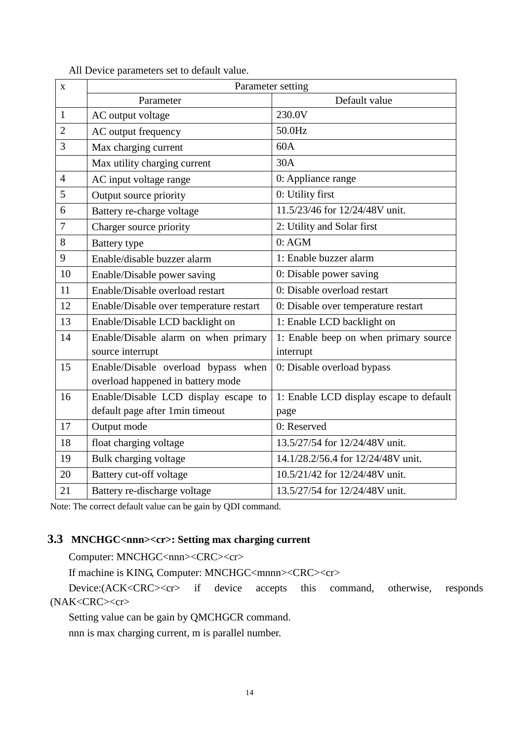All Device parameters set to default value.

| x | Parameter setting | |
|---|---|---|
| | Parameter | Default value |
| 1 | AC output voltage | 230.0V |
| 2 | AC output frequency | 50.0Hz |
| 3 | Max charging current | 60A |
| | Max utility charging current | 30A |
| 4 | AC input voltage range | 0: Appliance range |
| 5 | Output source priority | 0: Utility first |
| 6 | Battery re-charge voltage | 11.5/23/46 for 12/24/48V unit. |
| 7 | Charger source priority | 2: Utility and Solar first |
| 8 | Battery type | 0: AGM |
| 9 | Enable/disable buzzer alarm | 1: Enable buzzer alarm |
| 10 | Enable/Disable power saving | 0: Disable power saving |
| 11 | Enable/Disable overload restart | 0: Disable overload restart |
| 12 | Enable/Disable over temperature restart | 0: Disable over temperature restart |
| 13 | Enable/Disable LCD backlight on | 1: Enable LCD backlight on |
| 14 | Enable/Disable alarm on when primary source interrupt | 1: Enable beep on when primary source interrupt |
| 15 | Enable/Disable overload bypass when overload happened in battery mode | 0: Disable overload bypass |
| 16 | Enable/Disable LCD display escape to default page after 1min timeout | 1: Enable LCD display escape to default page |
| 17 | Output mode | 0: Reserved |
| 18 | float charging voltage | 13.5/27/54 for 12/24/48V unit. |
| 19 | Bulk charging voltage | 14.1/28.2/56.4 for 12/24/48V unit. |
| 20 | Battery cut-off voltage | 10.5/21/42 for 12/24/48V unit. |
| 21 | Battery re-discharge voltage | 13.5/27/54 for 12/24/48V unit. |

Note: The correct default value can be gain by QDI command.

## 3.3 MNCHGC<nnn><cr>: Setting max charging current

Computer: MNCHGC<nnn><CRC><cr>

If machine is KING, Computer: MNCHGC<mnnn><CRC><cr>

Device:(ACK<CRC><cr> if device accepts this command, otherwise, responds (NAK<CRC><cr>

Setting value can be gain by QMCHGCR command.

nnn is max charging current, m is parallel number.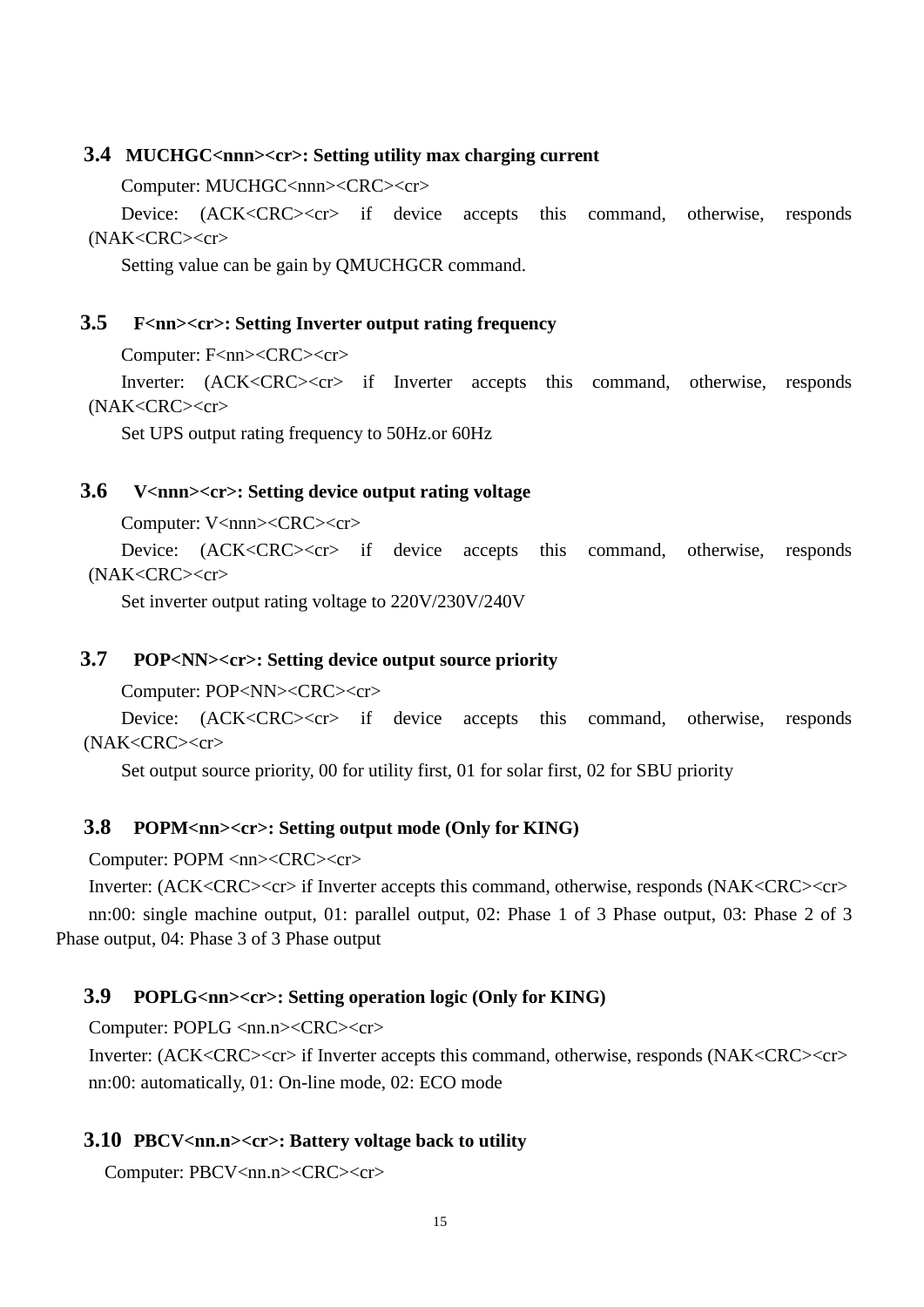### 3.4 MUCHGC<nnn><cr>: Setting utility max charging current

Computer: MUCHGC<nnn><CRC><cr>

Device: (ACK<CRC><cr> if device accepts this command, otherwise, responds (NAK<CRC><cr>

Setting value can be gain by QMUCHGCR command.

### 3.5 F<nn><cr>: Setting Inverter output rating frequency

Computer: F<nn><CRC><cr>

Inverter: (ACK<CRC><cr> if Inverter accepts this command, otherwise, responds (NAK<CRC><cr>

Set UPS output rating frequency to 50Hz.or 60Hz

### 3.6 V<nnn><cr>: Setting device output rating voltage

Computer: V<nnn><CRC><cr>

Device: (ACK<CRC><cr> if device accepts this command, otherwise, responds (NAK<CRC><cr>

Set inverter output rating voltage to 220V/230V/240V

### 3.7 POP<NN><cr>: Setting device output source priority

Computer: POP<NN><CRC><cr>

Device: (ACK<CRC><cr> if device accepts this command, otherwise, responds (NAK<CRC><cr>

Set output source priority, 00 for utility first, 01 for solar first, 02 for SBU priority

### 3.8 POPM<nn><cr>: Setting output mode (Only for KING)

Computer: POPM <nn><CRC><cr>

Inverter: (ACK<CRC><cr> if Inverter accepts this command, otherwise, responds (NAK<CRC><cr>

nn:00: single machine output, 01: parallel output, 02: Phase 1 of 3 Phase output, 03: Phase 2 of 3 Phase output, 04: Phase 3 of 3 Phase output

### 3.9 POPLG<nn><cr>: Setting operation logic (Only for KING)

Computer: POPLG <nn.n><CRC><cr>

Inverter: (ACK<CRC><cr> if Inverter accepts this command, otherwise, responds (NAK<CRC><cr>

nn:00: automatically, 01: On-line mode, 02: ECO mode

### 3.10 PBCV<nn.n><cr>: Battery voltage back to utility

Computer: PBCV<nn.n><CRC><cr>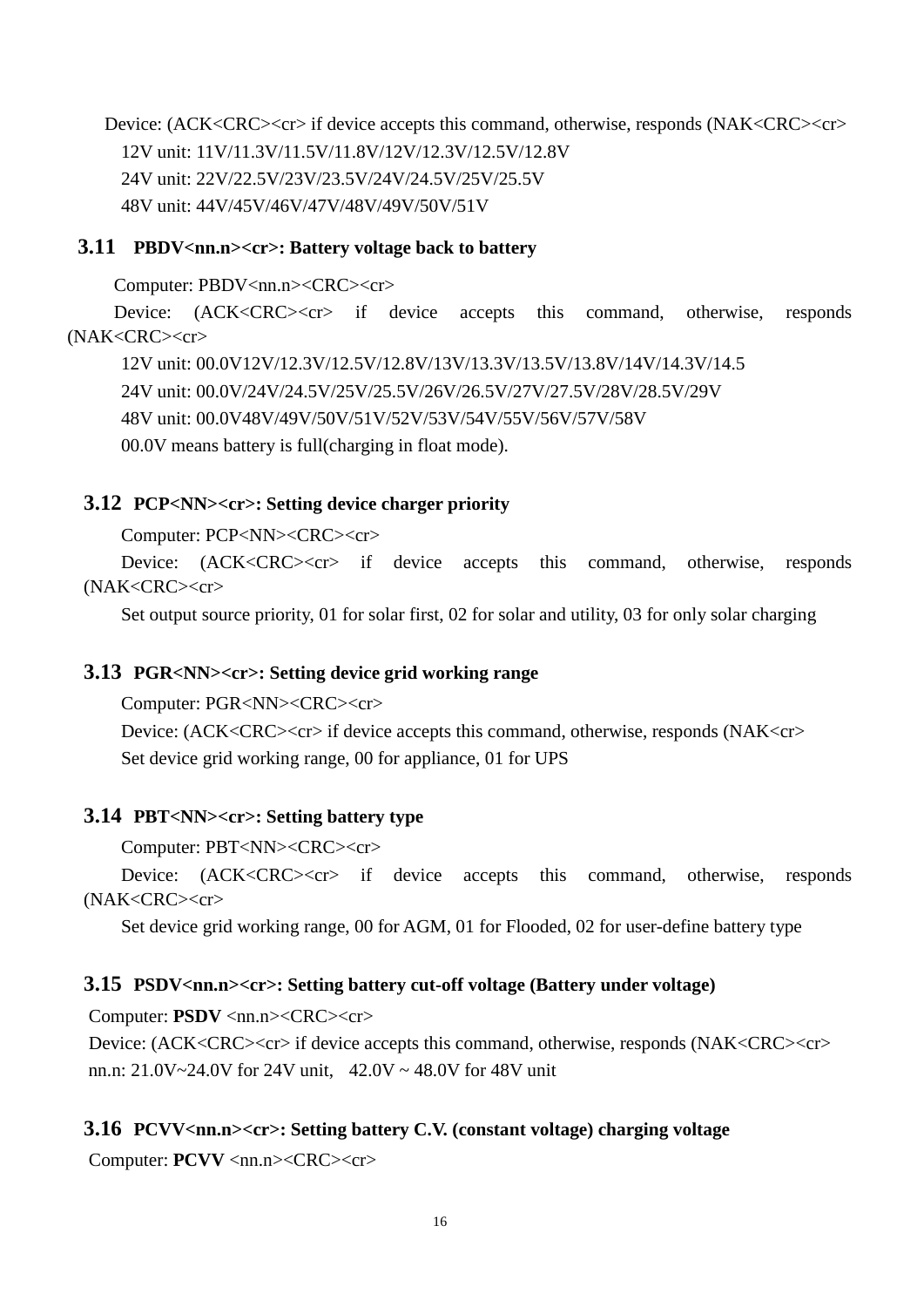Device: (ACK<CRC><cr> if device accepts this command, otherwise, responds (NAK<CRC><cr>

12V unit: 11V/11.3V/11.5V/11.8V/12V/12.3V/12.5V/12.8V

24V unit: 22V/22.5V/23V/23.5V/24V/24.5V/25V/25.5V

48V unit: 44V/45V/46V/47V/48V/49V/50V/51V

## 3.11 PBDV<nn.n><cr>: Battery voltage back to battery

Computer: PBDV<nn.n><CRC><cr>

Device: (ACK<CRC><cr> if device accepts this command, otherwise, responds (NAK<CRC><cr>

12V unit: 00.0V12V/12.3V/12.5V/12.8V/13V/13.3V/13.5V/13.8V/14V/14.3V/14.5

24V unit: 00.0V/24V/24.5V/25V/25.5V/26V/26.5V/27V/27.5V/28V/28.5V/29V

48V unit: 00.0V48V/49V/50V/51V/52V/53V/54V/55V/56V/57V/58V

00.0V means battery is full(charging in float mode).

## 3.12 PCP<NN><cr>: Setting device charger priority

Computer: PCP<NN><CRC><cr>

Device: (ACK<CRC><cr> if device accepts this command, otherwise, responds (NAK<CRC><cr>

Set output source priority, 01 for solar first, 02 for solar and utility, 03 for only solar charging

## 3.13 PGR<NN><cr>: Setting device grid working range

Computer: PGR<NN><CRC><cr>

Device: (ACK<CRC><cr> if device accepts this command, otherwise, responds (NAK<cr>

Set device grid working range, 00 for appliance, 01 for UPS

## 3.14 PBT<NN><cr>: Setting battery type

Computer: PBT<NN><CRC><cr>

Device: (ACK<CRC><cr> if device accepts this command, otherwise, responds (NAK<CRC><cr>

Set device grid working range, 00 for AGM, 01 for Flooded, 02 for user-define battery type

## 3.15 PSDV<nn.n><cr>: Setting battery cut-off voltage (Battery under voltage)

Computer: **PSDV** <nn.n><CRC><cr>

Device: (ACK<CRC><cr> if device accepts this command, otherwise, responds (NAK<CRC><cr>

nn.n: 21.0V~24.0V for 24V unit,   42.0V ~ 48.0V for 48V unit

## 3.16 PCVV<nn.n><cr>: Setting battery C.V. (constant voltage) charging voltage

Computer: **PCVV** <nn.n><CRC><cr>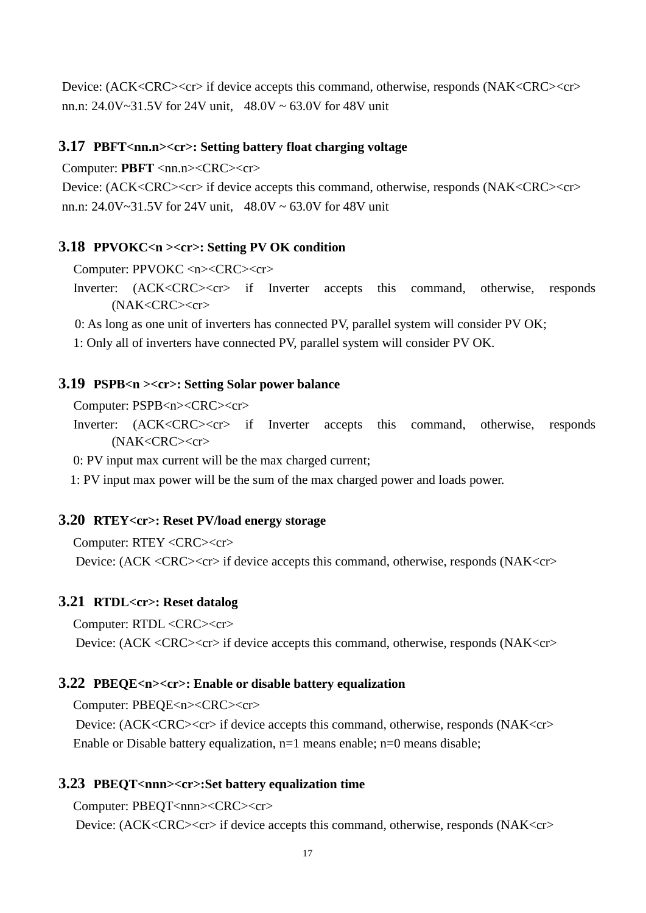Device: (ACK<CRC><cr> if device accepts this command, otherwise, responds (NAK<CRC><cr>
nn.n: 24.0V~31.5V for 24V unit,   48.0V ~ 63.0V for 48V unit

### 3.17 PBFT<nn.n><cr>: Setting battery float charging voltage

Computer: **PBFT** <nn.n><CRC><cr>
Device: (ACK<CRC><cr> if device accepts this command, otherwise, responds (NAK<CRC><cr>
nn.n: 24.0V~31.5V for 24V unit,   48.0V ~ 63.0V for 48V unit

### 3.18 PPVOKC<n ><cr>: Setting PV OK condition

Computer: PPVOKC <n><CRC><cr>
Inverter: (ACK<CRC><cr> if Inverter accepts this command, otherwise, responds (NAK<CRC><cr>
0: As long as one unit of inverters has connected PV, parallel system will consider PV OK;
1: Only all of inverters have connected PV, parallel system will consider PV OK.

### 3.19 PSPB<n ><cr>: Setting Solar power balance

Computer: PSPB<n><CRC><cr>
Inverter: (ACK<CRC><cr> if Inverter accepts this command, otherwise, responds (NAK<CRC><cr>
0: PV input max current will be the max charged current;
1: PV input max power will be the sum of the max charged power and loads power.

### 3.20 RTEY<cr>: Reset PV/load energy storage

Computer: RTEY <CRC><cr>
Device: (ACK <CRC><cr> if device accepts this command, otherwise, responds (NAK<cr>

### 3.21 RTDL<cr>: Reset datalog

Computer: RTDL <CRC><cr>
Device: (ACK <CRC><cr> if device accepts this command, otherwise, responds (NAK<cr>

### 3.22 PBEQE<n><cr>: Enable or disable battery equalization

Computer: PBEQE<n><CRC><cr>
Device: (ACK<CRC><cr> if device accepts this command, otherwise, responds (NAK<cr>
Enable or Disable battery equalization, n=1 means enable; n=0 means disable;

### 3.23 PBEQT<nnn><cr>:Set battery equalization time

Computer: PBEQT<nnn><CRC><cr>
Device: (ACK<CRC><cr> if device accepts this command, otherwise, responds (NAK<cr>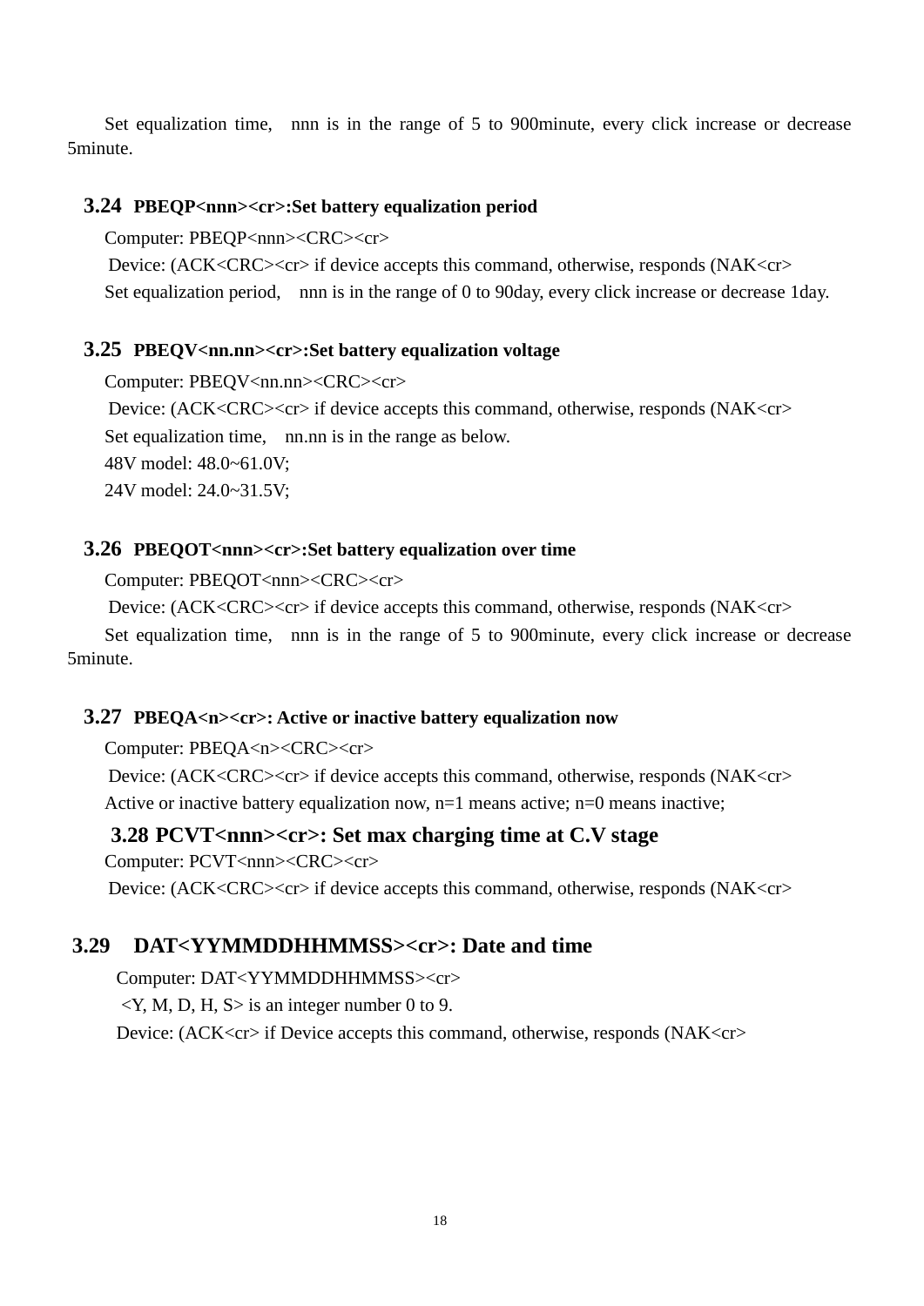Set equalization time, nnn is in the range of 5 to 900minute, every click increase or decrease 5minute.

### 3.24 PBEQP<nnn><cr>:Set battery equalization period

Computer: PBEQP<nnn><CRC><cr>

Device: (ACK<CRC><cr> if device accepts this command, otherwise, responds (NAK<cr>

Set equalization period, nnn is in the range of 0 to 90day, every click increase or decrease 1day.

### 3.25 PBEQV<nn.nn><cr>:Set battery equalization voltage

Computer: PBEQV<nn.nn><CRC><cr>

Device: (ACK<CRC><cr> if device accepts this command, otherwise, responds (NAK<cr>

Set equalization time, nn.nn is in the range as below.

48V model: 48.0~61.0V;

24V model: 24.0~31.5V;

### 3.26 PBEQOT<nnn><cr>:Set battery equalization over time

Computer: PBEQOT<nnn><CRC><cr>

Device: (ACK<CRC><cr> if device accepts this command, otherwise, responds (NAK<cr>

Set equalization time, nnn is in the range of 5 to 900minute, every click increase or decrease 5minute.

### 3.27 PBEQA<n><cr>: Active or inactive battery equalization now

Computer: PBEQA<n><CRC><cr>

Device: (ACK<CRC><cr> if device accepts this command, otherwise, responds (NAK<cr>

Active or inactive battery equalization now, n=1 means active; n=0 means inactive;

### 3.28 PCVT<nnn><cr>: Set max charging time at C.V stage

Computer: PCVT<nnn><CRC><cr>

Device: (ACK<CRC><cr> if device accepts this command, otherwise, responds (NAK<cr>

### 3.29 DAT<YYMMDDHHMMSS><cr>: Date and time

Computer: DAT<YYMMDDHHMMSS><cr>

<Y, M, D, H, S> is an integer number 0 to 9.

Device: (ACK<cr> if Device accepts this command, otherwise, responds (NAK<cr>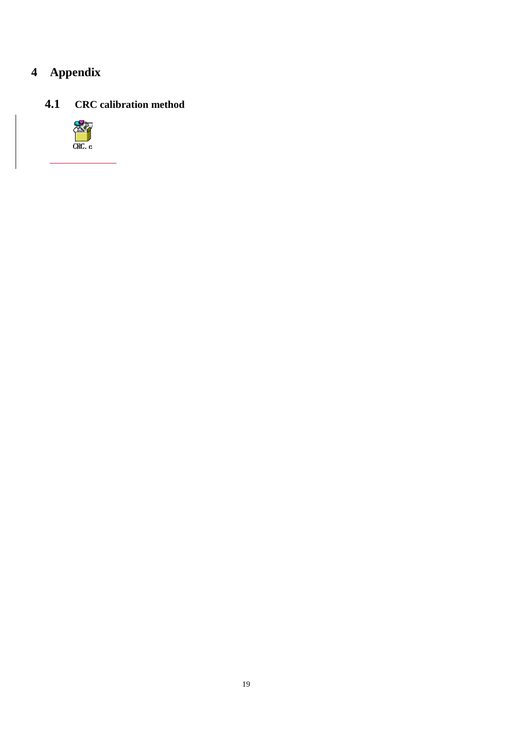# 4 Appendix

## 4.1 CRC calibration method

CRC.c